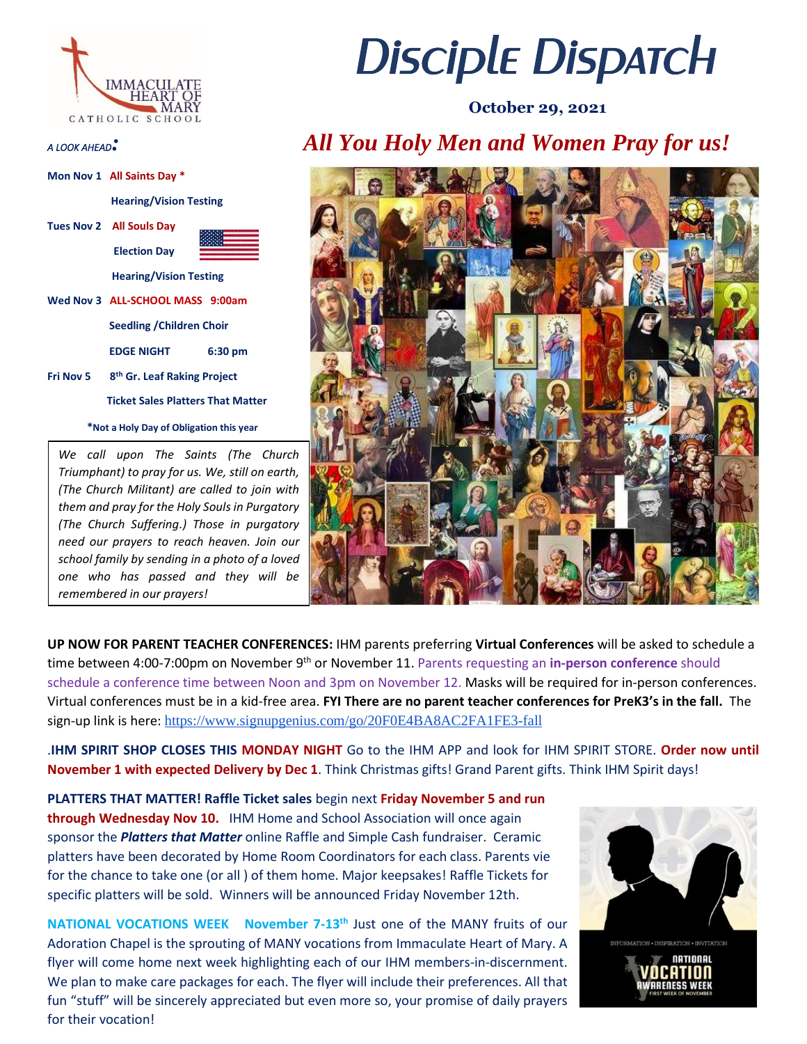# Disciple Dispatch

**October 29, 2021**

## *All You Holy Men and Women Pray for us!*

*A LOOK AHEAD:*

**Mon Nov 1** **All Saints Day ***

**Hearing/Vision Testing**

**Tues Nov 2** **All Souls Day**

**Election Day**

**Hearing/Vision Testing**

**Wed Nov 3** **ALL-SCHOOL MASS 9:00am**

**Seedling /Children Choir**

**EDGE NIGHT 6:30 pm**

**Fri Nov 5** **8th Gr. Leaf Raking Project**

**Ticket Sales Platters That Matter**

***Not a Holy Day of Obligation this year**

*We call upon The Saints (The Church Triumphant) to pray for us. We, still on earth, (The Church Militant) are called to join with them and pray for the Holy Souls in Purgatory (The Church Suffering.) Those in purgatory need our prayers to reach heaven. Join our school family by sending in a photo of a loved one who has passed and they will be remembered in our prayers!*

**UP NOW FOR PARENT TEACHER CONFERENCES:** IHM parents preferring **Virtual Conferences** will be asked to schedule a time between 4:00-7:00pm on November 9th or November 11. Parents requesting an **in-person conference** should schedule a conference time between Noon and 3pm on November 12. Masks will be required for in-person conferences. Virtual conferences must be in a kid-free area. **FYI There are no parent teacher conferences for PreK3's in the fall.** The sign-up link is here: https://www.signupgenius.com/go/20F0E4BA8AC2FA1FE3-fall

.**IHM SPIRIT SHOP CLOSES THIS MONDAY NIGHT** Go to the IHM APP and look for IHM SPIRIT STORE. **Order now until November 1 with expected Delivery by Dec 1**. Think Christmas gifts! Grand Parent gifts. Think IHM Spirit days!

**PLATTERS THAT MATTER! Raffle Ticket sales** begin next **Friday November 5 and run through Wednesday Nov 10.** IHM Home and School Association will once again sponsor the ***Platters that Matter*** online Raffle and Simple Cash fundraiser. Ceramic platters have been decorated by Home Room Coordinators for each class. Parents vie for the chance to take one (or all ) of them home. Major keepsakes! Raffle Tickets for specific platters will be sold. Winners will be announced Friday November 12th.

**NATIONAL VOCATIONS WEEK November 7-13th** Just one of the MANY fruits of our Adoration Chapel is the sprouting of MANY vocations from Immaculate Heart of Mary. A flyer will come home next week highlighting each of our IHM members-in-discernment. We plan to make care packages for each. The flyer will include their preferences. All that fun "stuff" will be sincerely appreciated but even more so, your promise of daily prayers for their vocation!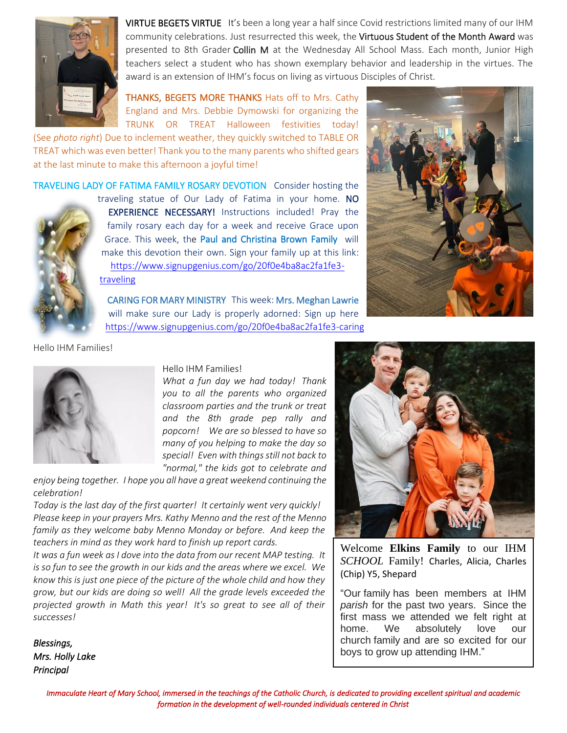**VIRTUE BEGETS VIRTUE** It's been a long year a half since Covid restrictions limited many of our IHM community celebrations. Just resurrected this week, the Virtuous Student of the Month Award was presented to 8th Grader Collin M at the Wednesday All School Mass. Each month, Junior High teachers select a student who has shown exemplary behavior and leadership in the virtues. The award is an extension of IHM's focus on living as virtuous Disciples of Christ.

**THANKS, BEGETS MORE THANKS** Hats off to Mrs. Cathy England and Mrs. Debbie Dymowski for organizing the TRUNK OR TREAT Halloween festivities today! (See *photo right*) Due to inclement weather, they quickly switched to TABLE OR TREAT which was even better! Thank you to the many parents who shifted gears at the last minute to make this afternoon a joyful time!

**TRAVELING LADY OF FATIMA FAMILY ROSARY DEVOTION** Consider hosting the traveling statue of Our Lady of Fatima in your home. NO EXPERIENCE NECESSARY! Instructions included! Pray the family rosary each day for a week and receive Grace upon Grace. This week, the Paul and Christina Brown Family will make this devotion their own. Sign your family up at this link: https://www.signupgenius.com/go/20f0e4ba8ac2fa1fe3-traveling

**CARING FOR MARY MINISTRY** This week: Mrs. Meghan Lawrie will make sure our Lady is properly adorned: Sign up here https://www.signupgenius.com/go/20f0e4ba8ac2fa1fe3-caring

Hello IHM Families!

Hello IHM Families!

*What a fun day we had today! Thank you to all the parents who organized classroom parties and the trunk or treat and the 8th grade pep rally and popcorn! We are so blessed to have so many of you helping to make the day so special! Even with things still not back to "normal," the kids got to celebrate and enjoy being together. I hope you all have a great weekend continuing the celebration!*

*Today is the last day of the first quarter! It certainly went very quickly! Please keep in your prayers Mrs. Kathy Menno and the rest of the Menno family as they welcome baby Menno Monday or before. And keep the teachers in mind as they work hard to finish up report cards.*

*It was a fun week as I dove into the data from our recent MAP testing. It is so fun to see the growth in our kids and the areas where we excel. We know this is just one piece of the picture of the whole child and how they grow, but our kids are doing so well! All the grade levels exceeded the projected growth in Math this year! It's so great to see all of their successes!*

*Blessings,*
*Mrs. Holly Lake*
*Principal*

Welcome **Elkins Family** to our IHM *SCHOOL* Family! Charles, Alicia, Charles (Chip) Y5, Shepard

"Our family has been members at IHM *parish* for the past two years. Since the first mass we attended we felt right at home. We absolutely love our church family and are so excited for our boys to grow up attending IHM."

*Immaculate Heart of Mary School, immersed in the teachings of the Catholic Church, is dedicated to providing excellent spiritual and academic formation in the development of well-rounded individuals centered in Christ*